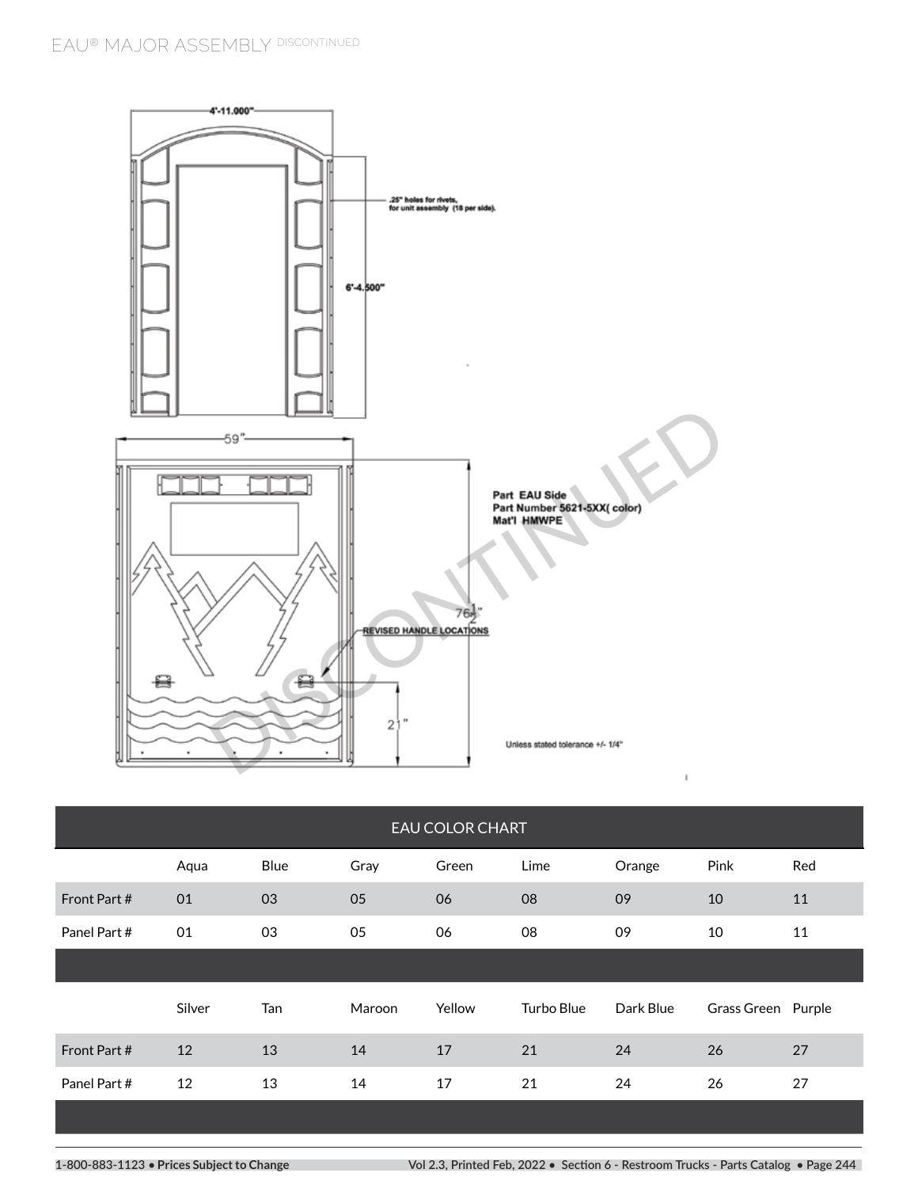# EAU® MAJOR ASSEMBLY DISCONTINUED

4'-11.000"

.25" holes for rivets, for unit assembly (18 per side).

6'-4.500"

59"

Part EAU Side
Part Number 5621-5XX( color)
Mat'l HMWPE

$76\frac{1}{2}$"

REVISED HANDLE LOCATIONS

21"

Unless stated tolerance +/- 1/4"

DISCONTINUED

| EAU COLOR CHART | | | | | | | | |
|---|---|---|---|---|---|---|---|---|
| | Aqua | Blue | Gray | Green | Lime | Orange | Pink | Red |
| Front Part # | 01 | 03 | 05 | 06 | 08 | 09 | 10 | 11 |
| Panel Part # | 01 | 03 | 05 | 06 | 08 | 09 | 10 | 11 |
| | Silver | Tan | Maroon | Yellow | Turbo Blue | Dark Blue | Grass Green | Purple |
| Front Part # | 12 | 13 | 14 | 17 | 21 | 24 | 26 | 27 |
| Panel Part # | 12 | 13 | 14 | 17 | 21 | 24 | 26 | 27 |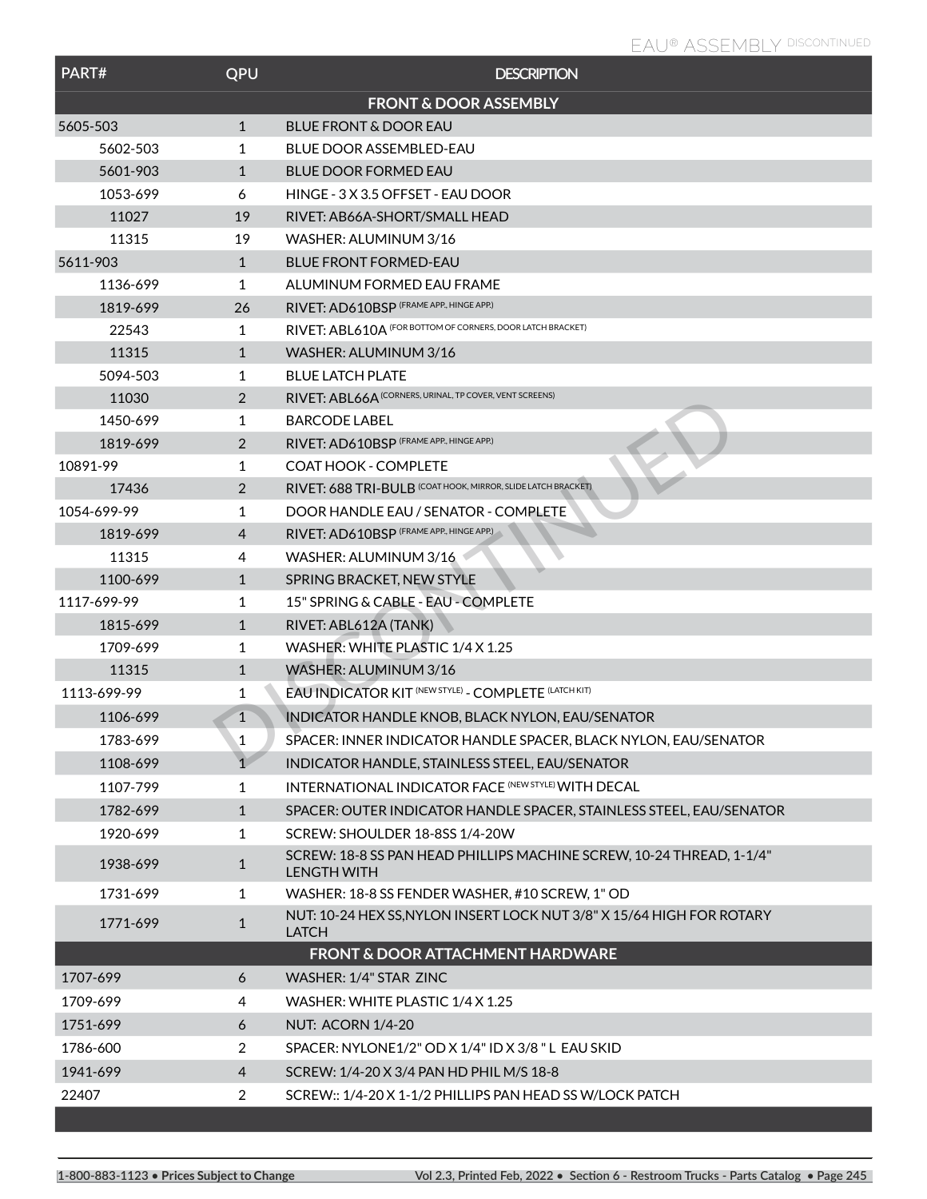# EAU® ASSEMBLY DISCONTINUED

| PART# | QPU | DESCRIPTION |
|---|---|---|
| **FRONT & DOOR ASSEMBLY** | | |
| 5605-503 | 1 | BLUE FRONT & DOOR EAU |
| 5602-503 | 1 | BLUE DOOR ASSEMBLED-EAU |
| 5601-903 | 1 | BLUE DOOR FORMED EAU |
| 1053-699 | 6 | HINGE - 3 X 3.5 OFFSET - EAU DOOR |
| 11027 | 19 | RIVET: AB66A-SHORT/SMALL HEAD |
| 11315 | 19 | WASHER: ALUMINUM 3/16 |
| 5611-903 | 1 | BLUE FRONT FORMED-EAU |
| 1136-699 | 1 | ALUMINUM FORMED EAU FRAME |
| 1819-699 | 26 | RIVET: AD610BSP (FRAME APP., HINGE APP.) |
| 22543 | 1 | RIVET: ABL610A (FOR BOTTOM OF CORNERS, DOOR LATCH BRACKET) |
| 11315 | 1 | WASHER: ALUMINUM 3/16 |
| 5094-503 | 1 | BLUE LATCH PLATE |
| 11030 | 2 | RIVET: ABL66A (CORNERS, URINAL, TP COVER, VENT SCREENS) |
| 1450-699 | 1 | BARCODE LABEL |
| 1819-699 | 2 | RIVET: AD610BSP (FRAME APP., HINGE APP.) |
| 10891-99 | 1 | COAT HOOK - COMPLETE |
| 17436 | 2 | RIVET: 688 TRI-BULB (COAT HOOK, MIRROR, SLIDE LATCH BRACKET) |
| 1054-699-99 | 1 | DOOR HANDLE EAU / SENATOR - COMPLETE |
| 1819-699 | 4 | RIVET: AD610BSP (FRAME APP., HINGE APP.) |
| 11315 | 4 | WASHER: ALUMINUM 3/16 |
| 1100-699 | 1 | SPRING BRACKET, NEW STYLE |
| 1117-699-99 | 1 | 15" SPRING & CABLE - EAU - COMPLETE |
| 1815-699 | 1 | RIVET: ABL612A (TANK) |
| 1709-699 | 1 | WASHER: WHITE PLASTIC 1/4 X 1.25 |
| 11315 | 1 | WASHER: ALUMINUM 3/16 |
| 1113-699-99 | 1 | EAU INDICATOR KIT (NEW STYLE) - COMPLETE (LATCH KIT) |
| 1106-699 | 1 | INDICATOR HANDLE KNOB, BLACK NYLON, EAU/SENATOR |
| 1783-699 | 1 | SPACER: INNER INDICATOR HANDLE SPACER, BLACK NYLON, EAU/SENATOR |
| 1108-699 | 1 | INDICATOR HANDLE, STAINLESS STEEL, EAU/SENATOR |
| 1107-799 | 1 | INTERNATIONAL INDICATOR FACE (NEW STYLE) WITH DECAL |
| 1782-699 | 1 | SPACER: OUTER INDICATOR HANDLE SPACER, STAINLESS STEEL, EAU/SENATOR |
| 1920-699 | 1 | SCREW: SHOULDER 18-8SS 1/4-20W |
| 1938-699 | 1 | SCREW: 18-8 SS PAN HEAD PHILLIPS MACHINE SCREW, 10-24 THREAD, 1-1/4" LENGTH WITH |
| 1731-699 | 1 | WASHER: 18-8 SS FENDER WASHER, #10 SCREW, 1" OD |
| 1771-699 | 1 | NUT: 10-24 HEX SS,NYLON INSERT LOCK NUT 3/8" X 15/64 HIGH FOR ROTARY LATCH |
| **FRONT & DOOR ATTACHMENT HARDWARE** | | |
| 1707-699 | 6 | WASHER: 1/4" STAR ZINC |
| 1709-699 | 4 | WASHER: WHITE PLASTIC 1/4 X 1.25 |
| 1751-699 | 6 | NUT: ACORN 1/4-20 |
| 1786-600 | 2 | SPACER: NYLONE1/2" OD X 1/4" ID X 3/8 " L EAU SKID |
| 1941-699 | 4 | SCREW: 1/4-20 X 3/4 PAN HD PHIL M/S 18-8 |
| 22407 | 2 | SCREW:: 1/4-20 X 1-1/2 PHILLIPS PAN HEAD SS W/LOCK PATCH |

DISCONTINUED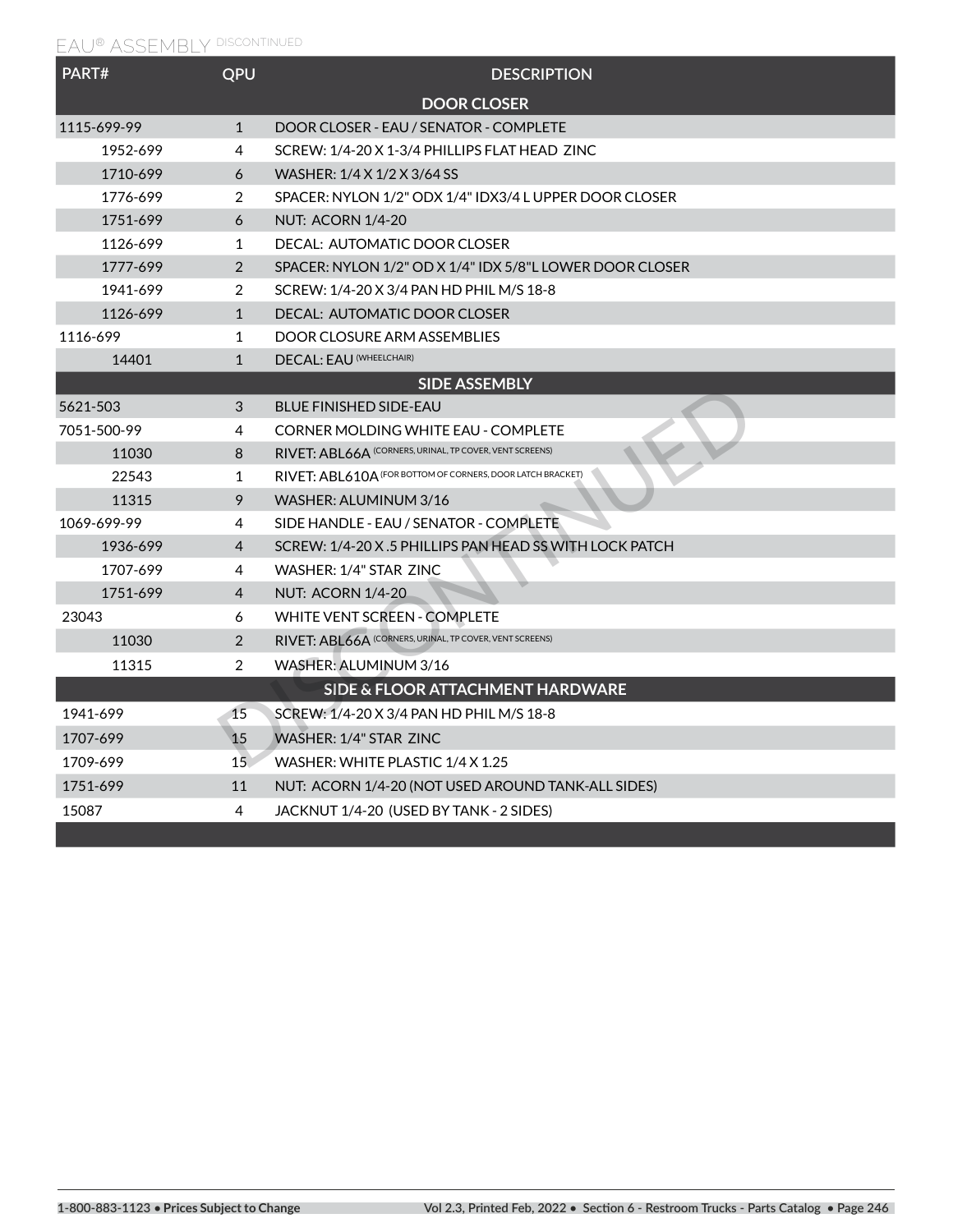## EAU® ASSEMBLY DISCONTINUED

| PART# | QPU | DESCRIPTION |
|---|---|---|
| | | **DOOR CLOSER** |
| 1115-699-99 | 1 | DOOR CLOSER - EAU / SENATOR - COMPLETE |
| 1952-699 | 4 | SCREW: 1/4-20 X 1-3/4 PHILLIPS FLAT HEAD ZINC |
| 1710-699 | 6 | WASHER: 1/4 X 1/2 X 3/64 SS |
| 1776-699 | 2 | SPACER: NYLON 1/2" ODX 1/4" IDX3/4 L UPPER DOOR CLOSER |
| 1751-699 | 6 | NUT: ACORN 1/4-20 |
| 1126-699 | 1 | DECAL: AUTOMATIC DOOR CLOSER |
| 1777-699 | 2 | SPACER: NYLON 1/2" OD X 1/4" IDX 5/8"L LOWER DOOR CLOSER |
| 1941-699 | 2 | SCREW: 1/4-20 X 3/4 PAN HD PHIL M/S 18-8 |
| 1126-699 | 1 | DECAL: AUTOMATIC DOOR CLOSER |
| 1116-699 | 1 | DOOR CLOSURE ARM ASSEMBLIES |
| 14401 | 1 | DECAL: EAU (WHEELCHAIR) |
| | | **SIDE ASSEMBLY** |
| 5621-503 | 3 | BLUE FINISHED SIDE-EAU |
| 7051-500-99 | 4 | CORNER MOLDING WHITE EAU - COMPLETE |
| 11030 | 8 | RIVET: ABL66A (CORNERS, URINAL, TP COVER, VENT SCREENS) |
| 22543 | 1 | RIVET: ABL610A (FOR BOTTOM OF CORNERS, DOOR LATCH BRACKET) |
| 11315 | 9 | WASHER: ALUMINUM 3/16 |
| 1069-699-99 | 4 | SIDE HANDLE - EAU / SENATOR - COMPLETE |
| 1936-699 | 4 | SCREW: 1/4-20 X .5 PHILLIPS PAN HEAD SS WITH LOCK PATCH |
| 1707-699 | 4 | WASHER: 1/4" STAR ZINC |
| 1751-699 | 4 | NUT: ACORN 1/4-20 |
| 23043 | 6 | WHITE VENT SCREEN - COMPLETE |
| 11030 | 2 | RIVET: ABL66A (CORNERS, URINAL, TP COVER, VENT SCREENS) |
| 11315 | 2 | WASHER: ALUMINUM 3/16 |
| | | **SIDE & FLOOR ATTACHMENT HARDWARE** |
| 1941-699 | 15 | SCREW: 1/4-20 X 3/4 PAN HD PHIL M/S 18-8 |
| 1707-699 | 15 | WASHER: 1/4" STAR ZINC |
| 1709-699 | 15 | WASHER: WHITE PLASTIC 1/4 X 1.25 |
| 1751-699 | 11 | NUT: ACORN 1/4-20 (NOT USED AROUND TANK-ALL SIDES) |
| 15087 | 4 | JACKNUT 1/4-20 (USED BY TANK - 2 SIDES) |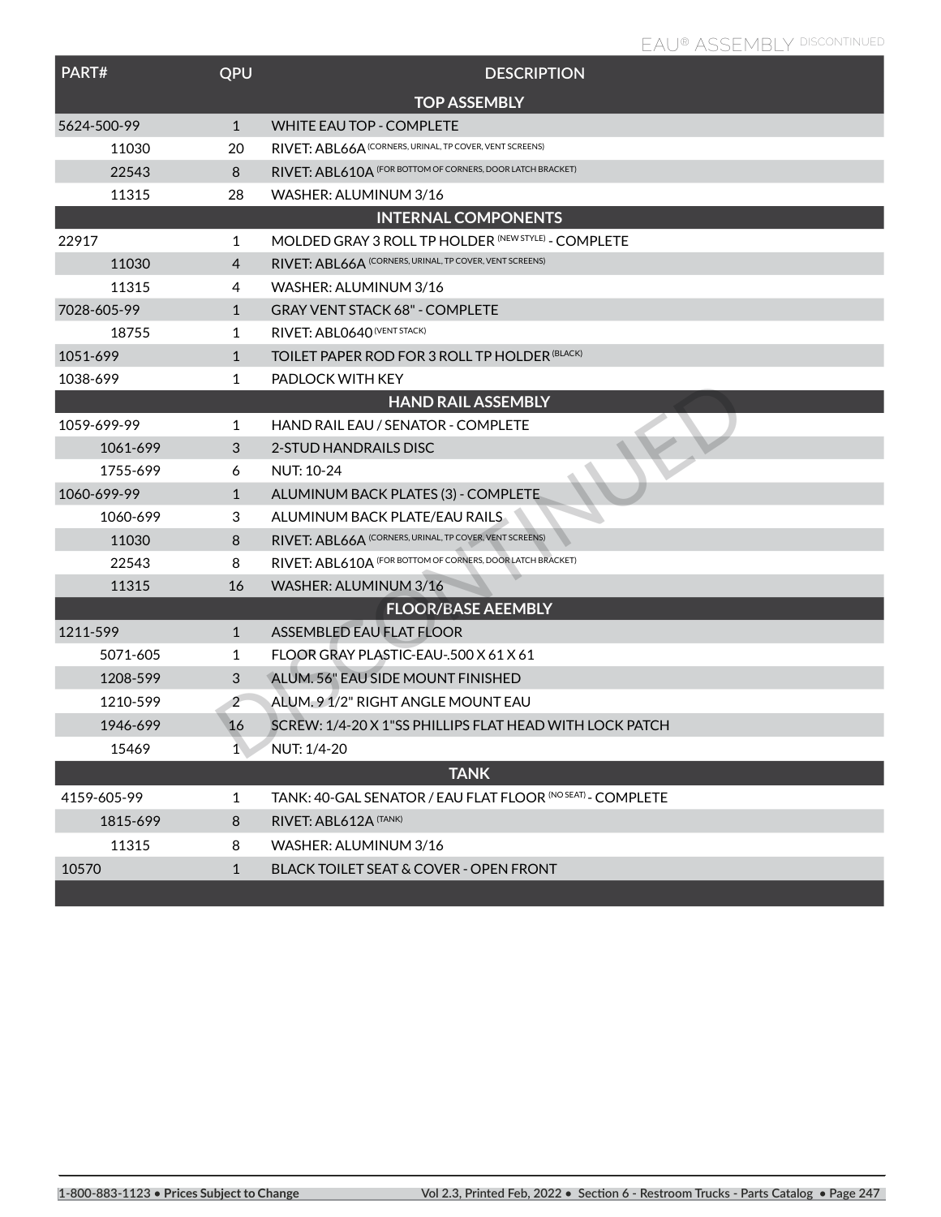EAU® ASSEMBLY DISCONTINUED

| PART# | QPU | DESCRIPTION |
|---|---|---|
| | | **TOP ASSEMBLY** |
| 5624-500-99 | 1 | WHITE EAU TOP - COMPLETE |
| 11030 | 20 | RIVET: ABL66A (CORNERS, URINAL, TP COVER, VENT SCREENS) |
| 22543 | 8 | RIVET: ABL610A (FOR BOTTOM OF CORNERS, DOOR LATCH BRACKET) |
| 11315 | 28 | WASHER: ALUMINUM 3/16 |
| | | **INTERNAL COMPONENTS** |
| 22917 | 1 | MOLDED GRAY 3 ROLL TP HOLDER (NEW STYLE) - COMPLETE |
| 11030 | 4 | RIVET: ABL66A (CORNERS, URINAL, TP COVER, VENT SCREENS) |
| 11315 | 4 | WASHER: ALUMINUM 3/16 |
| 7028-605-99 | 1 | GRAY VENT STACK 68" - COMPLETE |
| 18755 | 1 | RIVET: ABL0640 (VENT STACK) |
| 1051-699 | 1 | TOILET PAPER ROD FOR 3 ROLL TP HOLDER (BLACK) |
| 1038-699 | 1 | PADLOCK WITH KEY |
| | | **HAND RAIL ASSEMBLY** |
| 1059-699-99 | 1 | HAND RAIL EAU / SENATOR - COMPLETE |
| 1061-699 | 3 | 2-STUD HANDRAILS DISC |
| 1755-699 | 6 | NUT: 10-24 |
| 1060-699-99 | 1 | ALUMINUM BACK PLATES (3) - COMPLETE |
| 1060-699 | 3 | ALUMINUM BACK PLATE/EAU RAILS |
| 11030 | 8 | RIVET: ABL66A (CORNERS, URINAL, TP COVER, VENT SCREENS) |
| 22543 | 8 | RIVET: ABL610A (FOR BOTTOM OF CORNERS, DOOR LATCH BRACKET) |
| 11315 | 16 | WASHER: ALUMINUM 3/16 |
| | | **FLOOR/BASE AEEMBLY** |
| 1211-599 | 1 | ASSEMBLED EAU FLAT FLOOR |
| 5071-605 | 1 | FLOOR GRAY PLASTIC-EAU-.500 X 61 X 61 |
| 1208-599 | 3 | ALUM. 56" EAU SIDE MOUNT FINISHED |
| 1210-599 | 2 | ALUM. 9 1/2" RIGHT ANGLE MOUNT EAU |
| 1946-699 | 16 | SCREW: 1/4-20 X 1"SS PHILLIPS FLAT HEAD WITH LOCK PATCH |
| 15469 | 1 | NUT: 1/4-20 |
| | | **TANK** |
| 4159-605-99 | 1 | TANK: 40-GAL SENATOR / EAU FLAT FLOOR (NO SEAT) - COMPLETE |
| 1815-699 | 8 | RIVET: ABL612A (TANK) |
| 11315 | 8 | WASHER: ALUMINUM 3/16 |
| 10570 | 1 | BLACK TOILET SEAT & COVER - OPEN FRONT |

DISCONTINUED